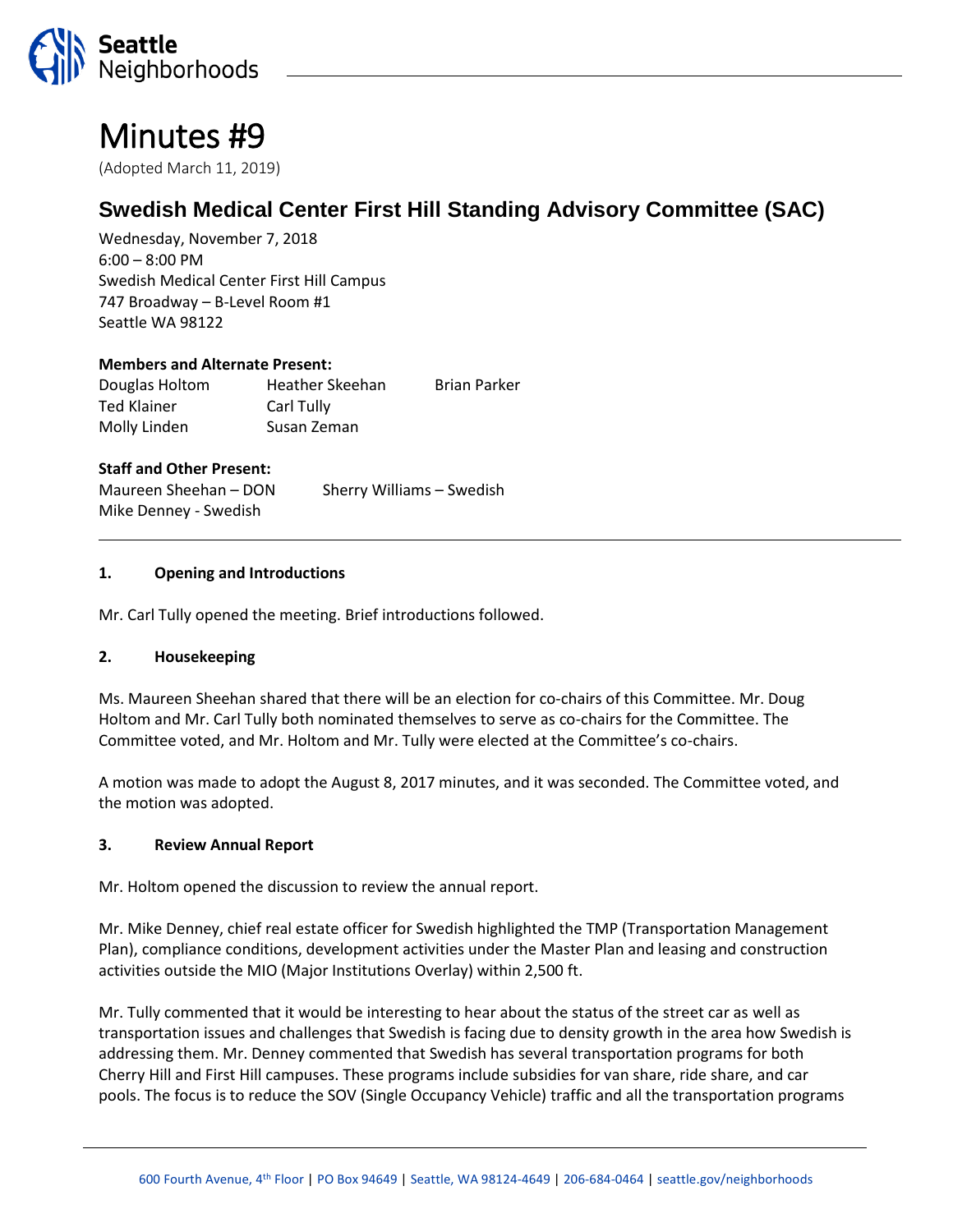# Minutes #9

(Adopted March 11, 2019)

## Swedish Medical Center First Hill Standing Advisory Committee (SAC)

Wednesday, November 7, 2018
6:00 – 8:00 PM
Swedish Medical Center First Hill Campus
747 Broadway – B-Level Room #1
Seattle WA 98122

**Members and Alternate Present:**

| | | |
|---|---|---|
| Douglas Holtom | Heather Skeehan | Brian Parker |
| Ted Klainer | Carl Tully | |
| Molly Linden | Susan Zeman | |

**Staff and Other Present:**

| | |
|---|---|
| Maureen Sheehan – DON | Sherry Williams – Swedish |
| Mike Denney - Swedish | |

### 1. Opening and Introductions

Mr. Carl Tully opened the meeting. Brief introductions followed.

### 2. Housekeeping

Ms. Maureen Sheehan shared that there will be an election for co-chairs of this Committee. Mr. Doug Holtom and Mr. Carl Tully both nominated themselves to serve as co-chairs for the Committee. The Committee voted, and Mr. Holtom and Mr. Tully were elected at the Committee's co-chairs.

A motion was made to adopt the August 8, 2017 minutes, and it was seconded. The Committee voted, and the motion was adopted.

### 3. Review Annual Report

Mr. Holtom opened the discussion to review the annual report.

Mr. Mike Denney, chief real estate officer for Swedish highlighted the TMP (Transportation Management Plan), compliance conditions, development activities under the Master Plan and leasing and construction activities outside the MIO (Major Institutions Overlay) within 2,500 ft.

Mr. Tully commented that it would be interesting to hear about the status of the street car as well as transportation issues and challenges that Swedish is facing due to density growth in the area how Swedish is addressing them. Mr. Denney commented that Swedish has several transportation programs for both Cherry Hill and First Hill campuses. These programs include subsidies for van share, ride share, and car pools. The focus is to reduce the SOV (Single Occupancy Vehicle) traffic and all the transportation programs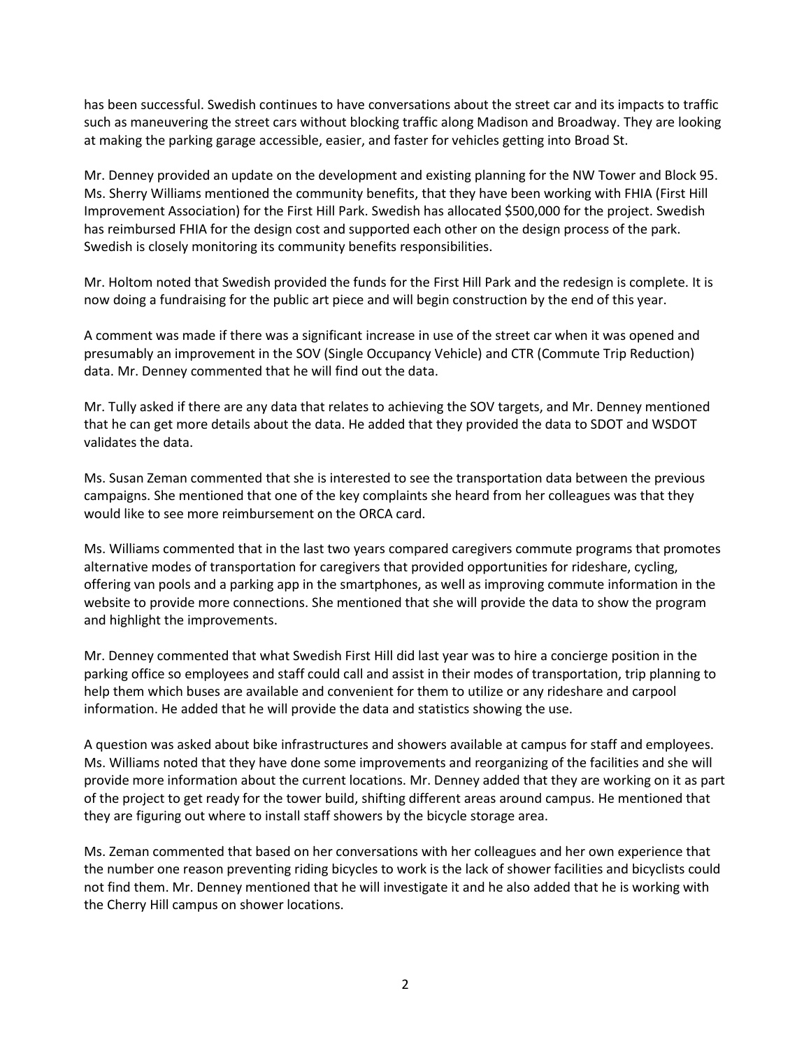has been successful. Swedish continues to have conversations about the street car and its impacts to traffic such as maneuvering the street cars without blocking traffic along Madison and Broadway. They are looking at making the parking garage accessible, easier, and faster for vehicles getting into Broad St.

Mr. Denney provided an update on the development and existing planning for the NW Tower and Block 95. Ms. Sherry Williams mentioned the community benefits, that they have been working with FHIA (First Hill Improvement Association) for the First Hill Park. Swedish has allocated $500,000 for the project. Swedish has reimbursed FHIA for the design cost and supported each other on the design process of the park. Swedish is closely monitoring its community benefits responsibilities.

Mr. Holtom noted that Swedish provided the funds for the First Hill Park and the redesign is complete. It is now doing a fundraising for the public art piece and will begin construction by the end of this year.

A comment was made if there was a significant increase in use of the street car when it was opened and presumably an improvement in the SOV (Single Occupancy Vehicle) and CTR (Commute Trip Reduction) data. Mr. Denney commented that he will find out the data.

Mr. Tully asked if there are any data that relates to achieving the SOV targets, and Mr. Denney mentioned that he can get more details about the data. He added that they provided the data to SDOT and WSDOT validates the data.

Ms. Susan Zeman commented that she is interested to see the transportation data between the previous campaigns. She mentioned that one of the key complaints she heard from her colleagues was that they would like to see more reimbursement on the ORCA card.

Ms. Williams commented that in the last two years compared caregivers commute programs that promotes alternative modes of transportation for caregivers that provided opportunities for rideshare, cycling, offering van pools and a parking app in the smartphones, as well as improving commute information in the website to provide more connections. She mentioned that she will provide the data to show the program and highlight the improvements.

Mr. Denney commented that what Swedish First Hill did last year was to hire a concierge position in the parking office so employees and staff could call and assist in their modes of transportation, trip planning to help them which buses are available and convenient for them to utilize or any rideshare and carpool information. He added that he will provide the data and statistics showing the use.

A question was asked about bike infrastructures and showers available at campus for staff and employees. Ms. Williams noted that they have done some improvements and reorganizing of the facilities and she will provide more information about the current locations. Mr. Denney added that they are working on it as part of the project to get ready for the tower build, shifting different areas around campus. He mentioned that they are figuring out where to install staff showers by the bicycle storage area.

Ms. Zeman commented that based on her conversations with her colleagues and her own experience that the number one reason preventing riding bicycles to work is the lack of shower facilities and bicyclists could not find them. Mr. Denney mentioned that he will investigate it and he also added that he is working with the Cherry Hill campus on shower locations.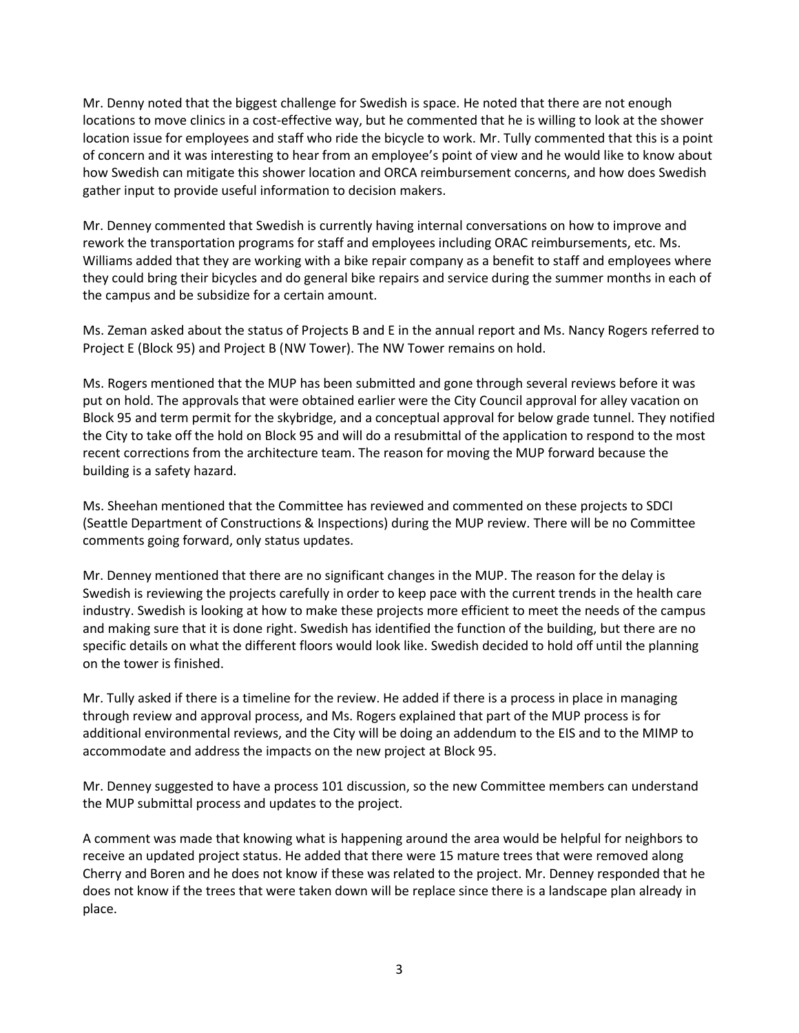Mr. Denny noted that the biggest challenge for Swedish is space. He noted that there are not enough locations to move clinics in a cost-effective way, but he commented that he is willing to look at the shower location issue for employees and staff who ride the bicycle to work. Mr. Tully commented that this is a point of concern and it was interesting to hear from an employee's point of view and he would like to know about how Swedish can mitigate this shower location and ORCA reimbursement concerns, and how does Swedish gather input to provide useful information to decision makers.

Mr. Denney commented that Swedish is currently having internal conversations on how to improve and rework the transportation programs for staff and employees including ORAC reimbursements, etc. Ms. Williams added that they are working with a bike repair company as a benefit to staff and employees where they could bring their bicycles and do general bike repairs and service during the summer months in each of the campus and be subsidize for a certain amount.

Ms. Zeman asked about the status of Projects B and E in the annual report and Ms. Nancy Rogers referred to Project E (Block 95) and Project B (NW Tower). The NW Tower remains on hold.

Ms. Rogers mentioned that the MUP has been submitted and gone through several reviews before it was put on hold. The approvals that were obtained earlier were the City Council approval for alley vacation on Block 95 and term permit for the skybridge, and a conceptual approval for below grade tunnel. They notified the City to take off the hold on Block 95 and will do a resubmittal of the application to respond to the most recent corrections from the architecture team. The reason for moving the MUP forward because the building is a safety hazard.

Ms. Sheehan mentioned that the Committee has reviewed and commented on these projects to SDCI (Seattle Department of Constructions & Inspections) during the MUP review. There will be no Committee comments going forward, only status updates.

Mr. Denney mentioned that there are no significant changes in the MUP. The reason for the delay is Swedish is reviewing the projects carefully in order to keep pace with the current trends in the health care industry. Swedish is looking at how to make these projects more efficient to meet the needs of the campus and making sure that it is done right. Swedish has identified the function of the building, but there are no specific details on what the different floors would look like. Swedish decided to hold off until the planning on the tower is finished.

Mr. Tully asked if there is a timeline for the review. He added if there is a process in place in managing through review and approval process, and Ms. Rogers explained that part of the MUP process is for additional environmental reviews, and the City will be doing an addendum to the EIS and to the MIMP to accommodate and address the impacts on the new project at Block 95.

Mr. Denney suggested to have a process 101 discussion, so the new Committee members can understand the MUP submittal process and updates to the project.

A comment was made that knowing what is happening around the area would be helpful for neighbors to receive an updated project status. He added that there were 15 mature trees that were removed along Cherry and Boren and he does not know if these was related to the project. Mr. Denney responded that he does not know if the trees that were taken down will be replace since there is a landscape plan already in place.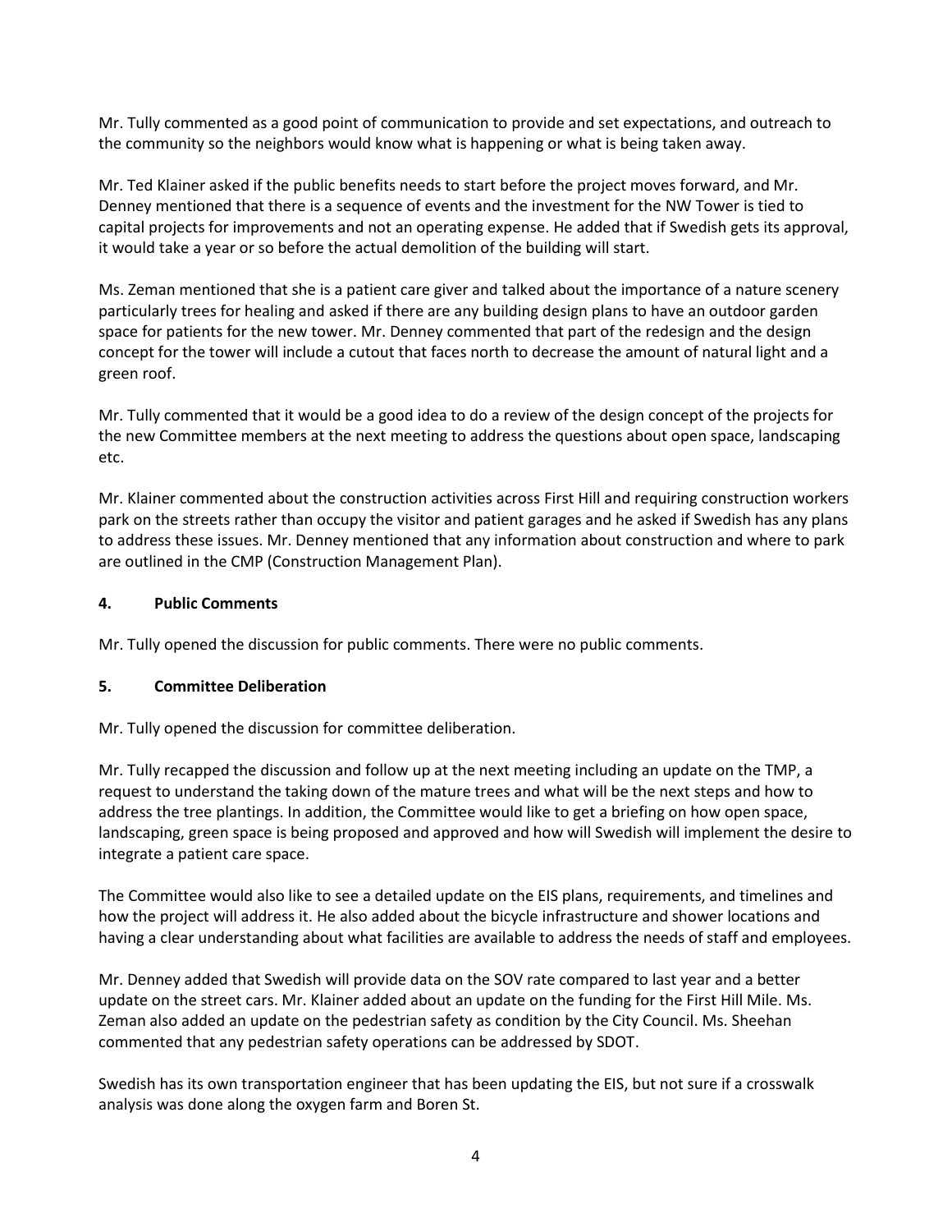Mr. Tully commented as a good point of communication to provide and set expectations, and outreach to the community so the neighbors would know what is happening or what is being taken away.

Mr. Ted Klainer asked if the public benefits needs to start before the project moves forward, and Mr. Denney mentioned that there is a sequence of events and the investment for the NW Tower is tied to capital projects for improvements and not an operating expense. He added that if Swedish gets its approval, it would take a year or so before the actual demolition of the building will start.

Ms. Zeman mentioned that she is a patient care giver and talked about the importance of a nature scenery particularly trees for healing and asked if there are any building design plans to have an outdoor garden space for patients for the new tower. Mr. Denney commented that part of the redesign and the design concept for the tower will include a cutout that faces north to decrease the amount of natural light and a green roof.

Mr. Tully commented that it would be a good idea to do a review of the design concept of the projects for the new Committee members at the next meeting to address the questions about open space, landscaping etc.

Mr. Klainer commented about the construction activities across First Hill and requiring construction workers park on the streets rather than occupy the visitor and patient garages and he asked if Swedish has any plans to address these issues. Mr. Denney mentioned that any information about construction and where to park are outlined in the CMP (Construction Management Plan).

## 4. Public Comments

Mr. Tully opened the discussion for public comments. There were no public comments.

## 5. Committee Deliberation

Mr. Tully opened the discussion for committee deliberation.

Mr. Tully recapped the discussion and follow up at the next meeting including an update on the TMP, a request to understand the taking down of the mature trees and what will be the next steps and how to address the tree plantings. In addition, the Committee would like to get a briefing on how open space, landscaping, green space is being proposed and approved and how will Swedish will implement the desire to integrate a patient care space.

The Committee would also like to see a detailed update on the EIS plans, requirements, and timelines and how the project will address it. He also added about the bicycle infrastructure and shower locations and having a clear understanding about what facilities are available to address the needs of staff and employees.

Mr. Denney added that Swedish will provide data on the SOV rate compared to last year and a better update on the street cars. Mr. Klainer added about an update on the funding for the First Hill Mile. Ms. Zeman also added an update on the pedestrian safety as condition by the City Council. Ms. Sheehan commented that any pedestrian safety operations can be addressed by SDOT.

Swedish has its own transportation engineer that has been updating the EIS, but not sure if a crosswalk analysis was done along the oxygen farm and Boren St.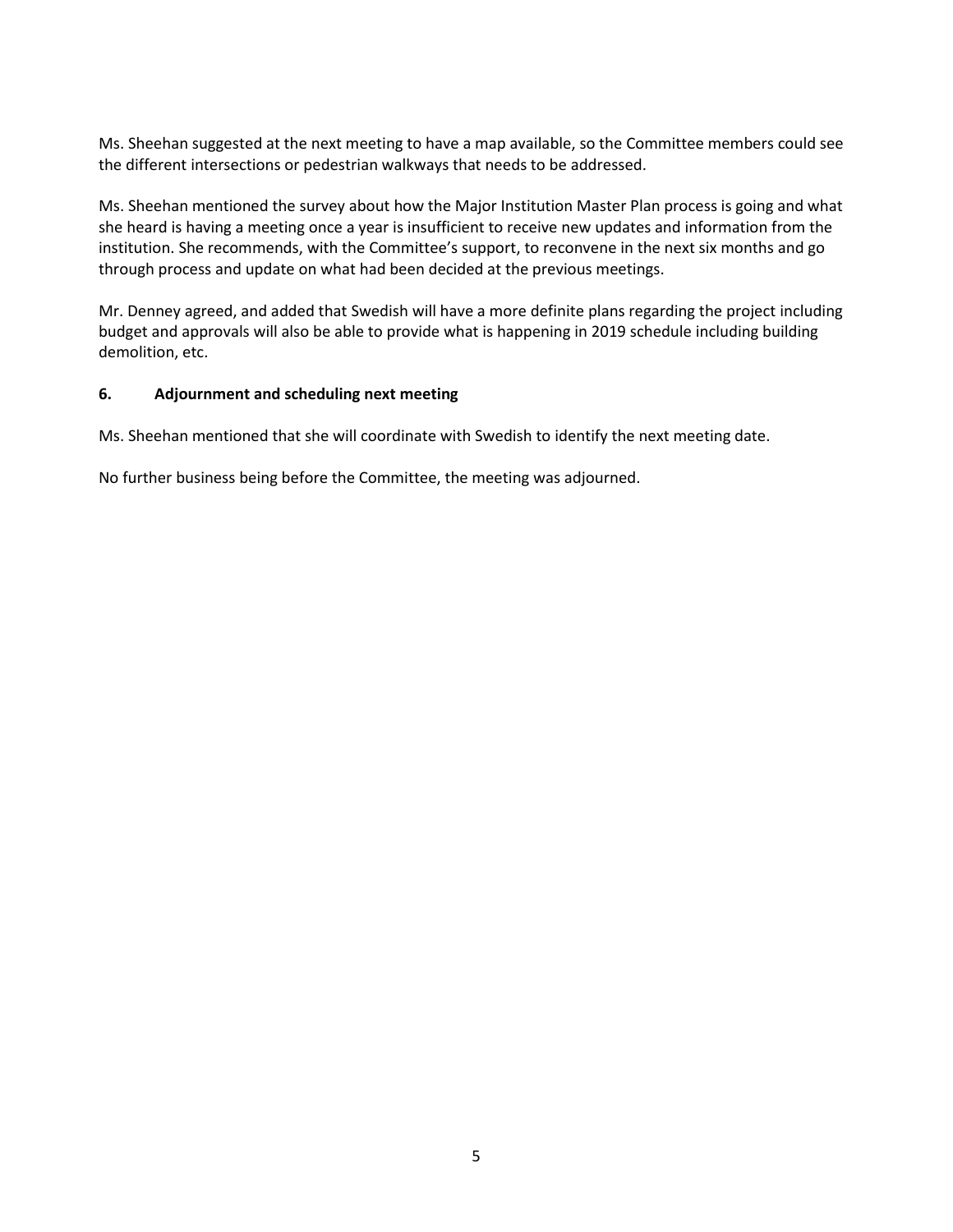Ms. Sheehan suggested at the next meeting to have a map available, so the Committee members could see the different intersections or pedestrian walkways that needs to be addressed.

Ms. Sheehan mentioned the survey about how the Major Institution Master Plan process is going and what she heard is having a meeting once a year is insufficient to receive new updates and information from the institution. She recommends, with the Committee's support, to reconvene in the next six months and go through process and update on what had been decided at the previous meetings.

Mr. Denney agreed, and added that Swedish will have a more definite plans regarding the project including budget and approvals will also be able to provide what is happening in 2019 schedule including building demolition, etc.

**6. Adjournment and scheduling next meeting**

Ms. Sheehan mentioned that she will coordinate with Swedish to identify the next meeting date.

No further business being before the Committee, the meeting was adjourned.